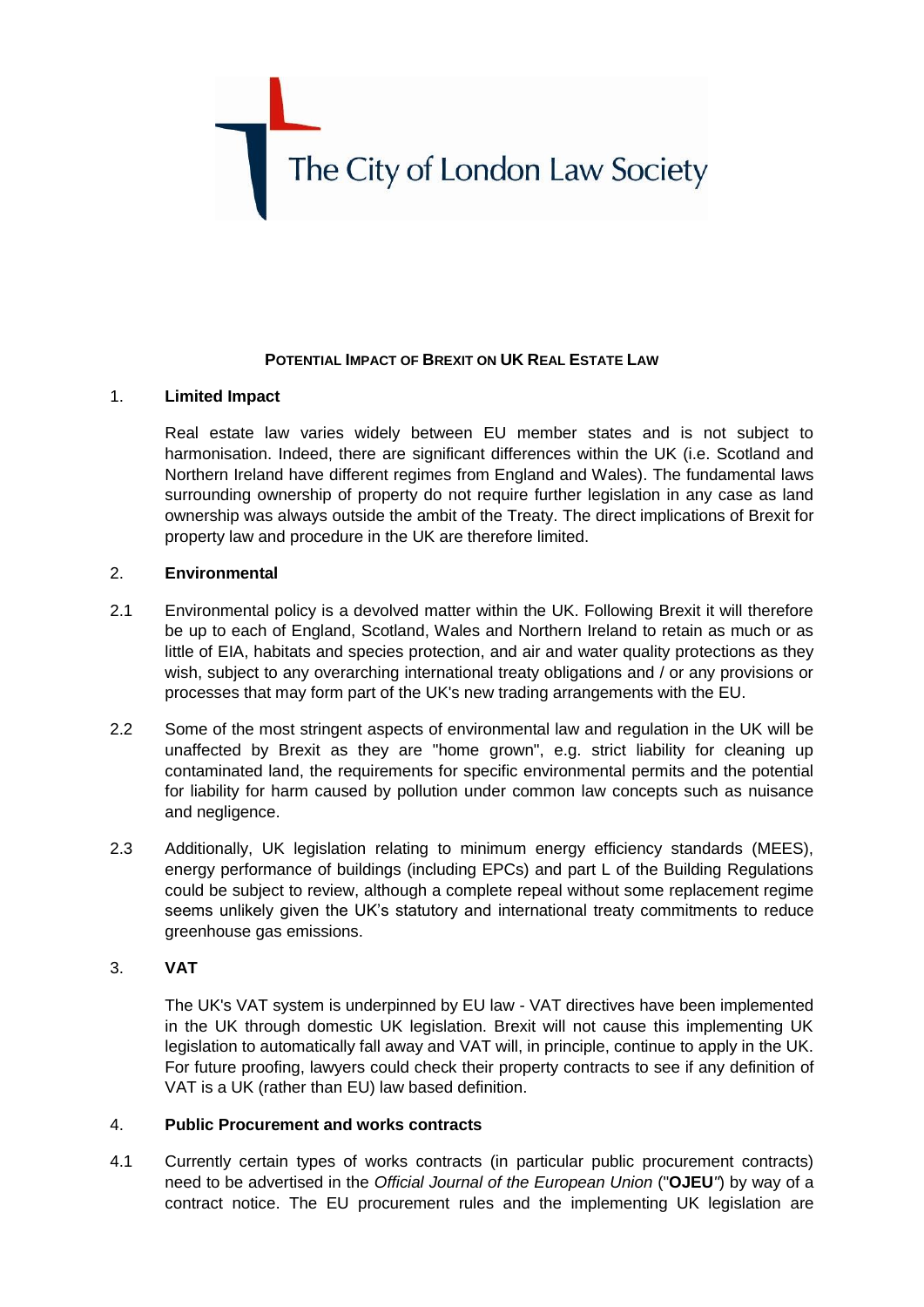The City of London Law Society

# POTENTIAL IMPACT OF BREXIT ON UK REAL ESTATE LAW

## 1. Limited Impact

Real estate law varies widely between EU member states and is not subject to harmonisation. Indeed, there are significant differences within the UK (i.e. Scotland and Northern Ireland have different regimes from England and Wales). The fundamental laws surrounding ownership of property do not require further legislation in any case as land ownership was always outside the ambit of the Treaty. The direct implications of Brexit for property law and procedure in the UK are therefore limited.

## 2. Environmental

2.1 Environmental policy is a devolved matter within the UK. Following Brexit it will therefore be up to each of England, Scotland, Wales and Northern Ireland to retain as much or as little of EIA, habitats and species protection, and air and water quality protections as they wish, subject to any overarching international treaty obligations and / or any provisions or processes that may form part of the UK's new trading arrangements with the EU.

2.2 Some of the most stringent aspects of environmental law and regulation in the UK will be unaffected by Brexit as they are "home grown", e.g. strict liability for cleaning up contaminated land, the requirements for specific environmental permits and the potential for liability for harm caused by pollution under common law concepts such as nuisance and negligence.

2.3 Additionally, UK legislation relating to minimum energy efficiency standards (MEES), energy performance of buildings (including EPCs) and part L of the Building Regulations could be subject to review, although a complete repeal without some replacement regime seems unlikely given the UK's statutory and international treaty commitments to reduce greenhouse gas emissions.

## 3. VAT

The UK's VAT system is underpinned by EU law - VAT directives have been implemented in the UK through domestic UK legislation. Brexit will not cause this implementing UK legislation to automatically fall away and VAT will, in principle, continue to apply in the UK. For future proofing, lawyers could check their property contracts to see if any definition of VAT is a UK (rather than EU) law based definition.

## 4. Public Procurement and works contracts

4.1 Currently certain types of works contracts (in particular public procurement contracts) need to be advertised in the *Official Journal of the European Union* ("**OJEU**") by way of a contract notice. The EU procurement rules and the implementing UK legislation are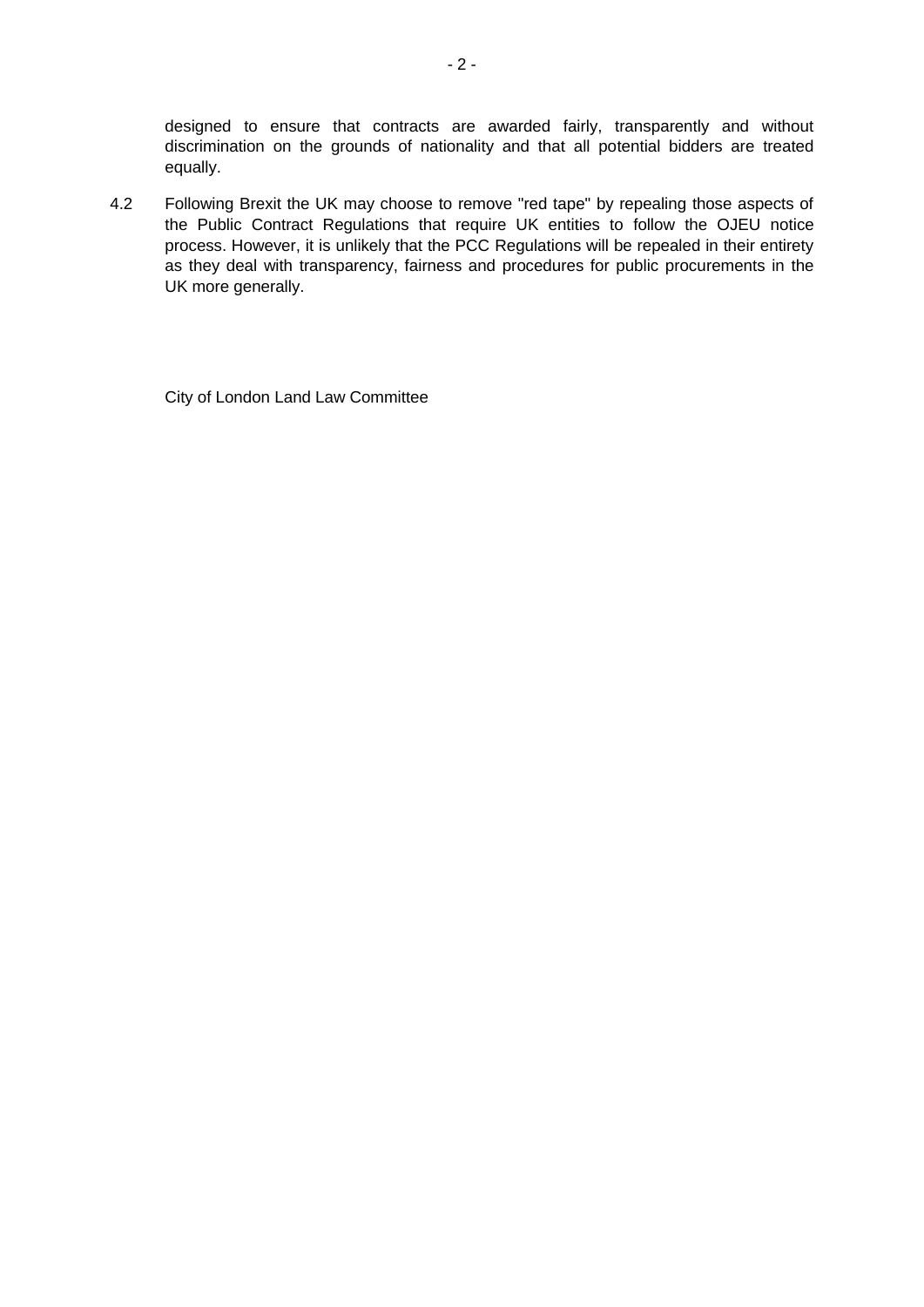designed to ensure that contracts are awarded fairly, transparently and without discrimination on the grounds of nationality and that all potential bidders are treated equally.

4.2 Following Brexit the UK may choose to remove "red tape" by repealing those aspects of the Public Contract Regulations that require UK entities to follow the OJEU notice process. However, it is unlikely that the PCC Regulations will be repealed in their entirety as they deal with transparency, fairness and procedures for public procurements in the UK more generally.

City of London Land Law Committee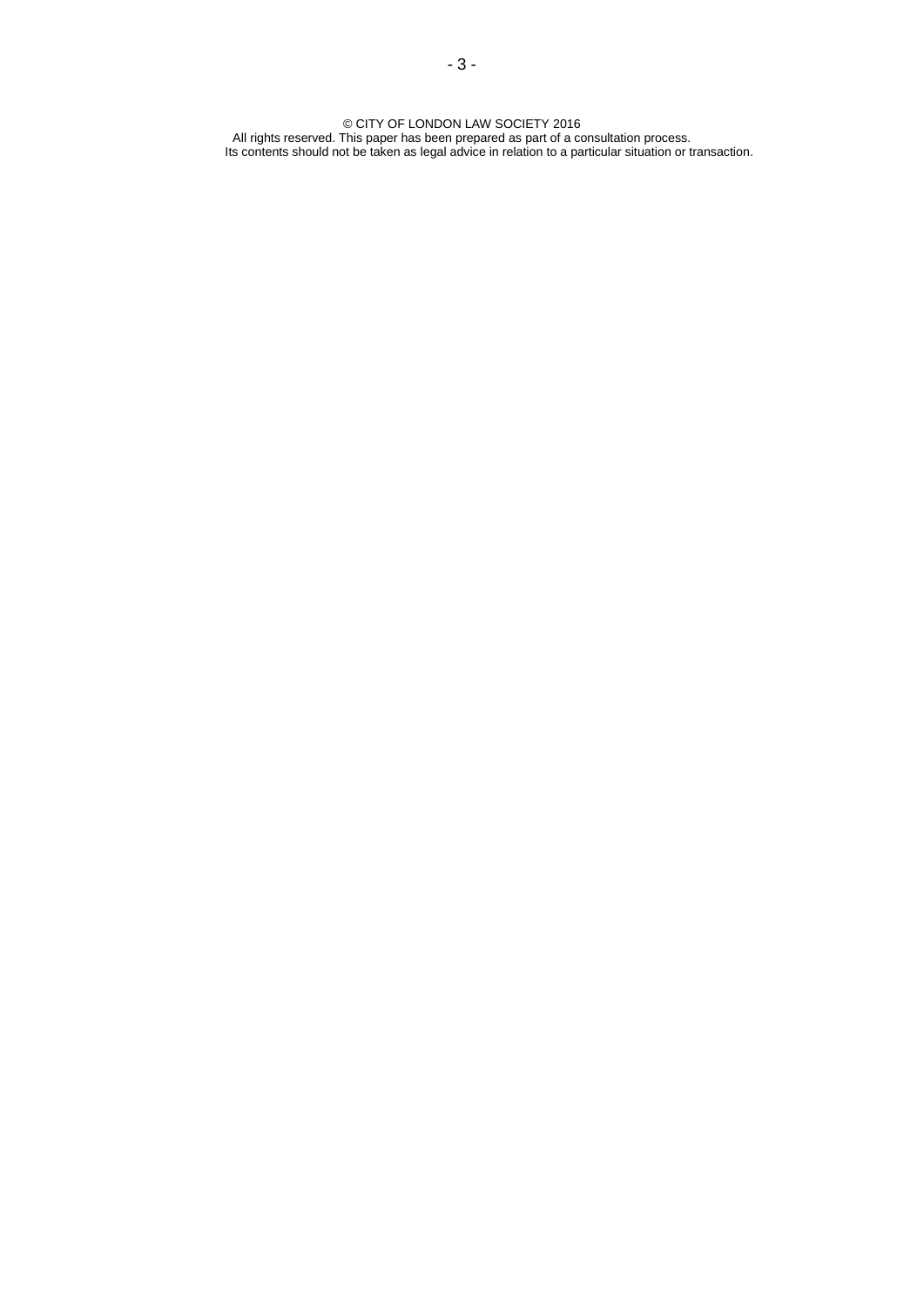© CITY OF LONDON LAW SOCIETY 2016
All rights reserved. This paper has been prepared as part of a consultation process.
Its contents should not be taken as legal advice in relation to a particular situation or transaction.